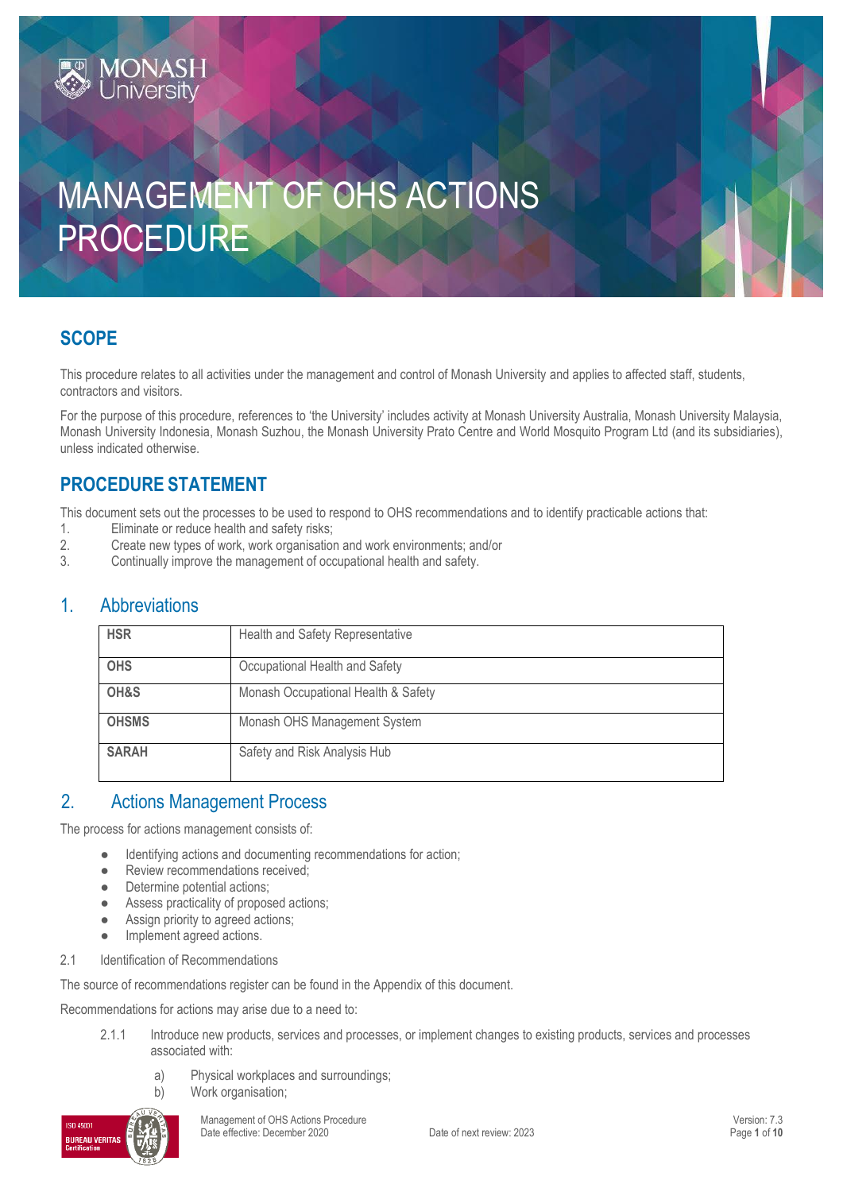# MANAGEMENT OF OHS ACTIONS PROCEDURE

## SCOPE

This procedure relates to all activities under the management and control of Monash University and applies to affected staff, students, contractors and visitors.

For the purpose of this procedure, references to 'the University' includes activity at Monash University Australia, Monash University Malaysia, Monash University Indonesia, Monash Suzhou, the Monash University Prato Centre and World Mosquito Program Ltd (and its subsidiaries), unless indicated otherwise.

## PROCEDURE STATEMENT

This document sets out the processes to be used to respond to OHS recommendations and to identify practicable actions that:

1. Eliminate or reduce health and safety risks;
2. Create new types of work, work organisation and work environments; and/or
3. Continually improve the management of occupational health and safety.

## 1. Abbreviations

| | |
|---|---|
| **HSR** | Health and Safety Representative |
| **OHS** | Occupational Health and Safety |
| **OH&S** | Monash Occupational Health & Safety |
| **OHSMS** | Monash OHS Management System |
| **SARAH** | Safety and Risk Analysis Hub |

## 2. Actions Management Process

The process for actions management consists of:

- Identifying actions and documenting recommendations for action;
- Review recommendations received;
- Determine potential actions;
- Assess practicality of proposed actions;
- Assign priority to agreed actions;
- Implement agreed actions.

### 2.1 Identification of Recommendations

The source of recommendations register can be found in the Appendix of this document.

Recommendations for actions may arise due to a need to:

2.1.1 Introduce new products, services and processes, or implement changes to existing products, services and processes associated with:

a) Physical workplaces and surroundings;
b) Work organisation;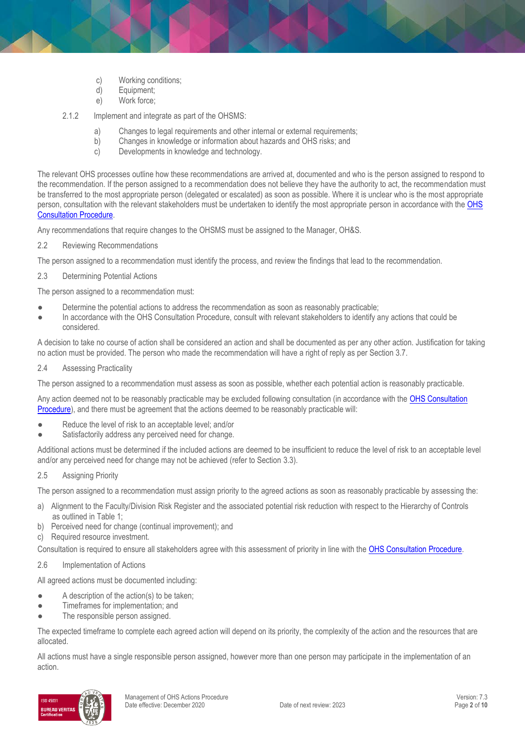c) Working conditions;
d) Equipment;
e) Work force;

2.1.2 Implement and integrate as part of the OHSMS:

a) Changes to legal requirements and other internal or external requirements;
b) Changes in knowledge or information about hazards and OHS risks; and
c) Developments in knowledge and technology.

The relevant OHS processes outline how these recommendations are arrived at, documented and who is the person assigned to respond to the recommendation. If the person assigned to a recommendation does not believe they have the authority to act, the recommendation must be transferred to the most appropriate person (delegated or escalated) as soon as possible. Where it is unclear who is the most appropriate person, consultation with the relevant stakeholders must be undertaken to identify the most appropriate person in accordance with the OHS Consultation Procedure.

Any recommendations that require changes to the OHSMS must be assigned to the Manager, OH&S.

### 2.2 Reviewing Recommendations

The person assigned to a recommendation must identify the process, and review the findings that lead to the recommendation.

### 2.3 Determining Potential Actions

The person assigned to a recommendation must:

- Determine the potential actions to address the recommendation as soon as reasonably practicable;
- In accordance with the OHS Consultation Procedure, consult with relevant stakeholders to identify any actions that could be considered.

A decision to take no course of action shall be considered an action and shall be documented as per any other action. Justification for taking no action must be provided. The person who made the recommendation will have a right of reply as per Section 3.7.

### 2.4 Assessing Practicality

The person assigned to a recommendation must assess as soon as possible, whether each potential action is reasonably practicable.

Any action deemed not to be reasonably practicable may be excluded following consultation (in accordance with the OHS Consultation Procedure), and there must be agreement that the actions deemed to be reasonably practicable will:

- Reduce the level of risk to an acceptable level; and/or
- Satisfactorily address any perceived need for change.

Additional actions must be determined if the included actions are deemed to be insufficient to reduce the level of risk to an acceptable level and/or any perceived need for change may not be achieved (refer to Section 3.3).

### 2.5 Assigning Priority

The person assigned to a recommendation must assign priority to the agreed actions as soon as reasonably practicable by assessing the:

a) Alignment to the Faculty/Division Risk Register and the associated potential risk reduction with respect to the Hierarchy of Controls as outlined in Table 1;
b) Perceived need for change (continual improvement); and
c) Required resource investment.

Consultation is required to ensure all stakeholders agree with this assessment of priority in line with the OHS Consultation Procedure.

### 2.6 Implementation of Actions

All agreed actions must be documented including:

- A description of the action(s) to be taken;
- Timeframes for implementation; and
- The responsible person assigned.

The expected timeframe to complete each agreed action will depend on its priority, the complexity of the action and the resources that are allocated.

All actions must have a single responsible person assigned, however more than one person may participate in the implementation of an action.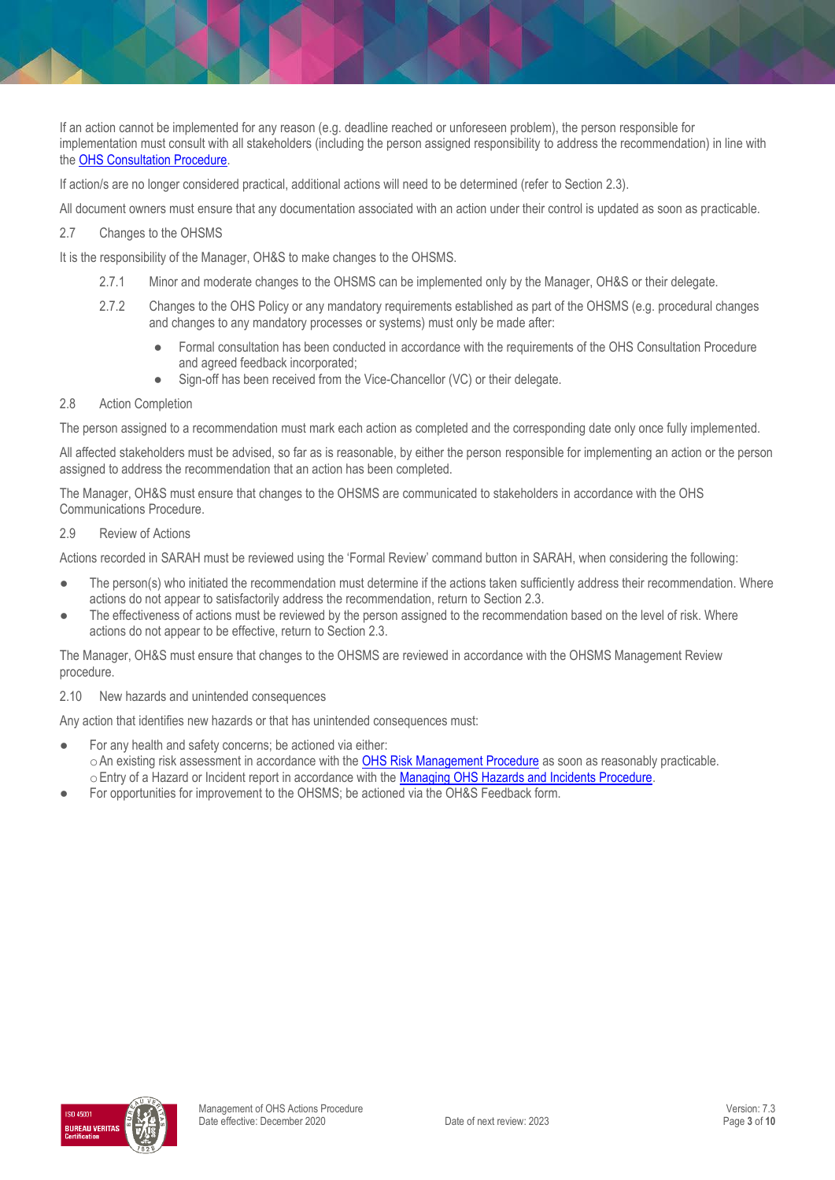If an action cannot be implemented for any reason (e.g. deadline reached or unforeseen problem), the person responsible for implementation must consult with all stakeholders (including the person assigned responsibility to address the recommendation) in line with the OHS Consultation Procedure.

If action/s are no longer considered practical, additional actions will need to be determined (refer to Section 2.3).

All document owners must ensure that any documentation associated with an action under their control is updated as soon as practicable.

## 2.7 Changes to the OHSMS

It is the responsibility of the Manager, OH&S to make changes to the OHSMS.

2.7.1 Minor and moderate changes to the OHSMS can be implemented only by the Manager, OH&S or their delegate.

2.7.2 Changes to the OHS Policy or any mandatory requirements established as part of the OHSMS (e.g. procedural changes and changes to any mandatory processes or systems) must only be made after:

- Formal consultation has been conducted in accordance with the requirements of the OHS Consultation Procedure and agreed feedback incorporated;
- Sign-off has been received from the Vice-Chancellor (VC) or their delegate.

## 2.8 Action Completion

The person assigned to a recommendation must mark each action as completed and the corresponding date only once fully implemented.

All affected stakeholders must be advised, so far as is reasonable, by either the person responsible for implementing an action or the person assigned to address the recommendation that an action has been completed.

The Manager, OH&S must ensure that changes to the OHSMS are communicated to stakeholders in accordance with the OHS Communications Procedure.

## 2.9 Review of Actions

Actions recorded in SARAH must be reviewed using the 'Formal Review' command button in SARAH, when considering the following:

- The person(s) who initiated the recommendation must determine if the actions taken sufficiently address their recommendation. Where actions do not appear to satisfactorily address the recommendation, return to Section 2.3.
- The effectiveness of actions must be reviewed by the person assigned to the recommendation based on the level of risk. Where actions do not appear to be effective, return to Section 2.3.

The Manager, OH&S must ensure that changes to the OHSMS are reviewed in accordance with the OHSMS Management Review procedure.

## 2.10 New hazards and unintended consequences

Any action that identifies new hazards or that has unintended consequences must:

- For any health and safety concerns; be actioned via either:
  - An existing risk assessment in accordance with the OHS Risk Management Procedure as soon as reasonably practicable.
  - Entry of a Hazard or Incident report in accordance with the Managing OHS Hazards and Incidents Procedure.
- For opportunities for improvement to the OHSMS; be actioned via the OH&S Feedback form.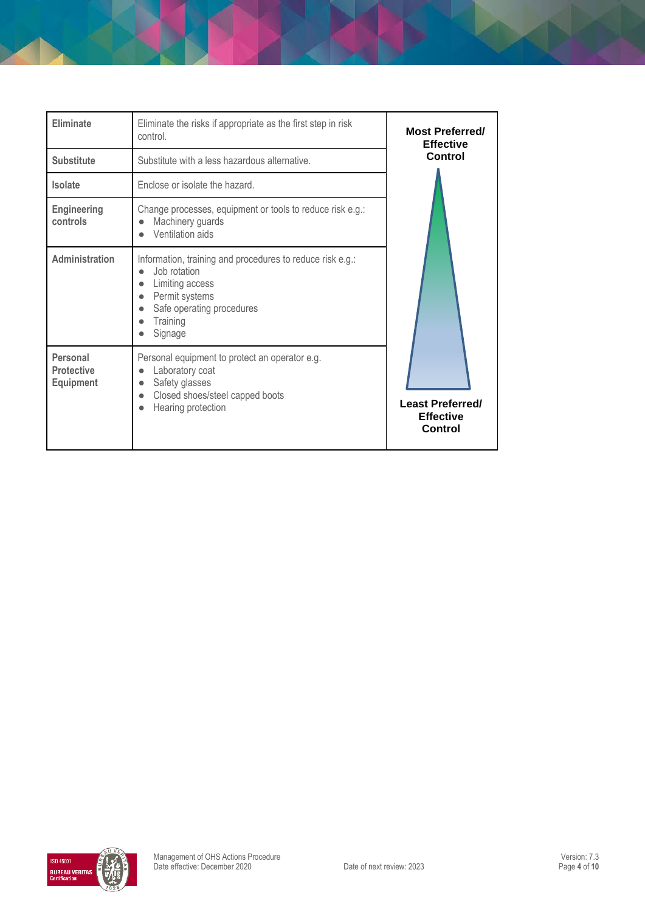| Eliminate | Eliminate the risks if appropriate as the first step in risk control. | Most Preferred/ Effective Control |
|---|---|---|
| Substitute | Substitute with a less hazardous alternative. | |
| Isolate | Enclose or isolate the hazard. | |
| Engineering controls | Change processes, equipment or tools to reduce risk e.g.:<br>● Machinery guards<br>● Ventilation aids | |
| Administration | Information, training and procedures to reduce risk e.g.:<br>● Job rotation<br>● Limiting access<br>● Permit systems<br>● Safe operating procedures<br>● Training<br>● Signage | |
| Personal Protective Equipment | Personal equipment to protect an operator e.g.<br>● Laboratory coat<br>● Safety glasses<br>● Closed shoes/steel capped boots<br>● Hearing protection | Least Preferred/ Effective Control |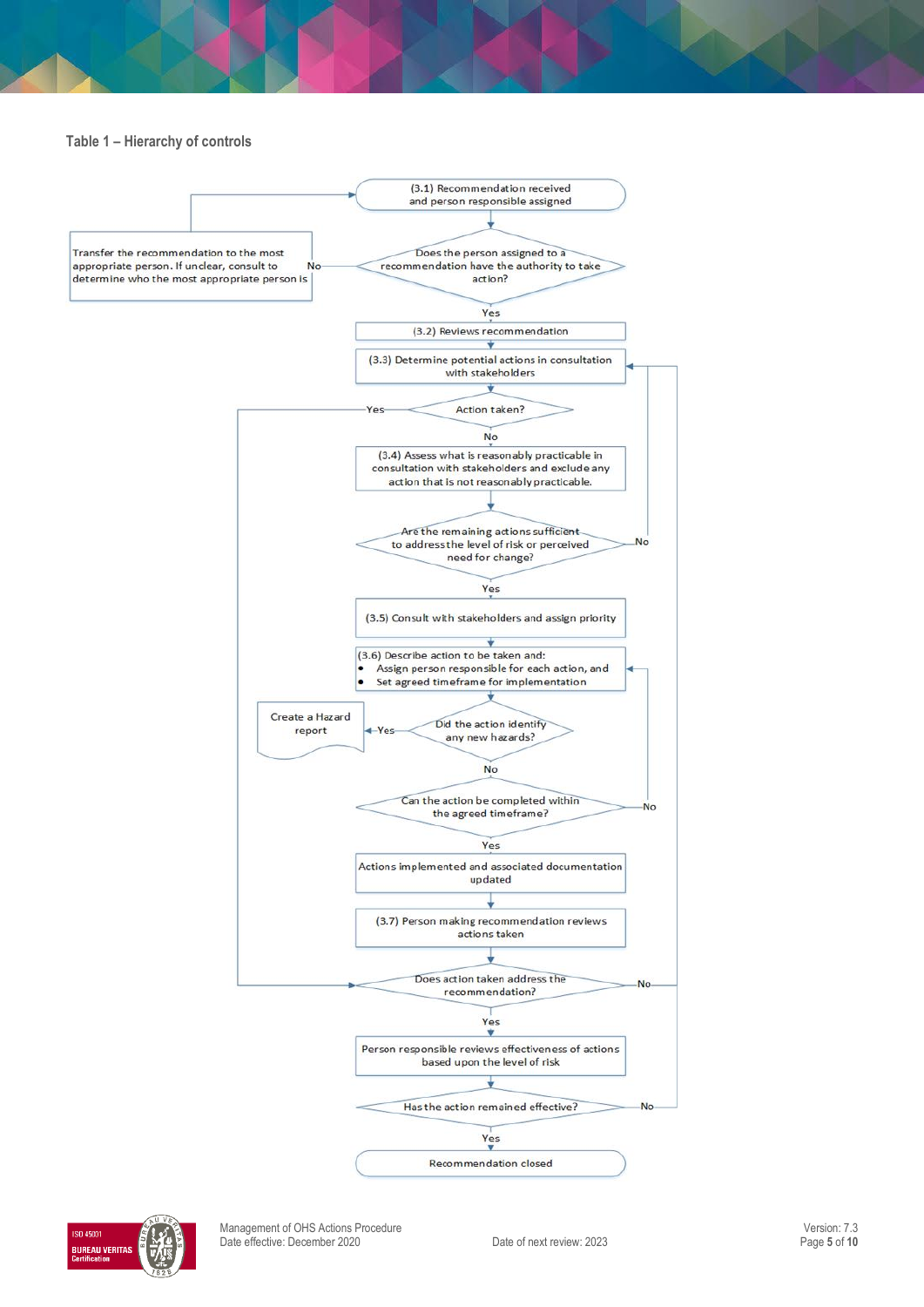**Table 1 – Hierarchy of controls**

(3.1) Recommendation received and person responsible assigned

Does the person assigned to a recommendation have the authority to take action?

No → Transfer the recommendation to the most appropriate person. If unclear, consult to determine who the most appropriate person is → (3.1)

Yes →

(3.2) Reviews recommendation

(3.3) Determine potential actions in consultation with stakeholders

Action taken?

Yes → Does action taken address the recommendation?

No →

(3.4) Assess what is reasonably practicable in consultation with stakeholders and exclude any action that is not reasonably practicable.

Are the remaining actions sufficient to address the level of risk or perceived need for change?

No → (3.3)

Yes →

(3.5) Consult with stakeholders and assign priority

(3.6) Describe action to be taken and:

- Assign person responsible for each action, and
- Set agreed timeframe for implementation

Did the action identify any new hazards?

Yes → Create a Hazard report

No →

Can the action be completed within the agreed timeframe?

No → (3.6)

Yes →

Actions implemented and associated documentation updated

(3.7) Person making recommendation reviews actions taken

Does action taken address the recommendation?

No → (3.3)

Yes →

Person responsible reviews effectiveness of actions based upon the level of risk

Has the action remained effective?

No → (3.3)

Yes →

Recommendation closed

Management of OHS Actions Procedure
Date effective: December 2020

Date of next review: 2023

Version: 7.3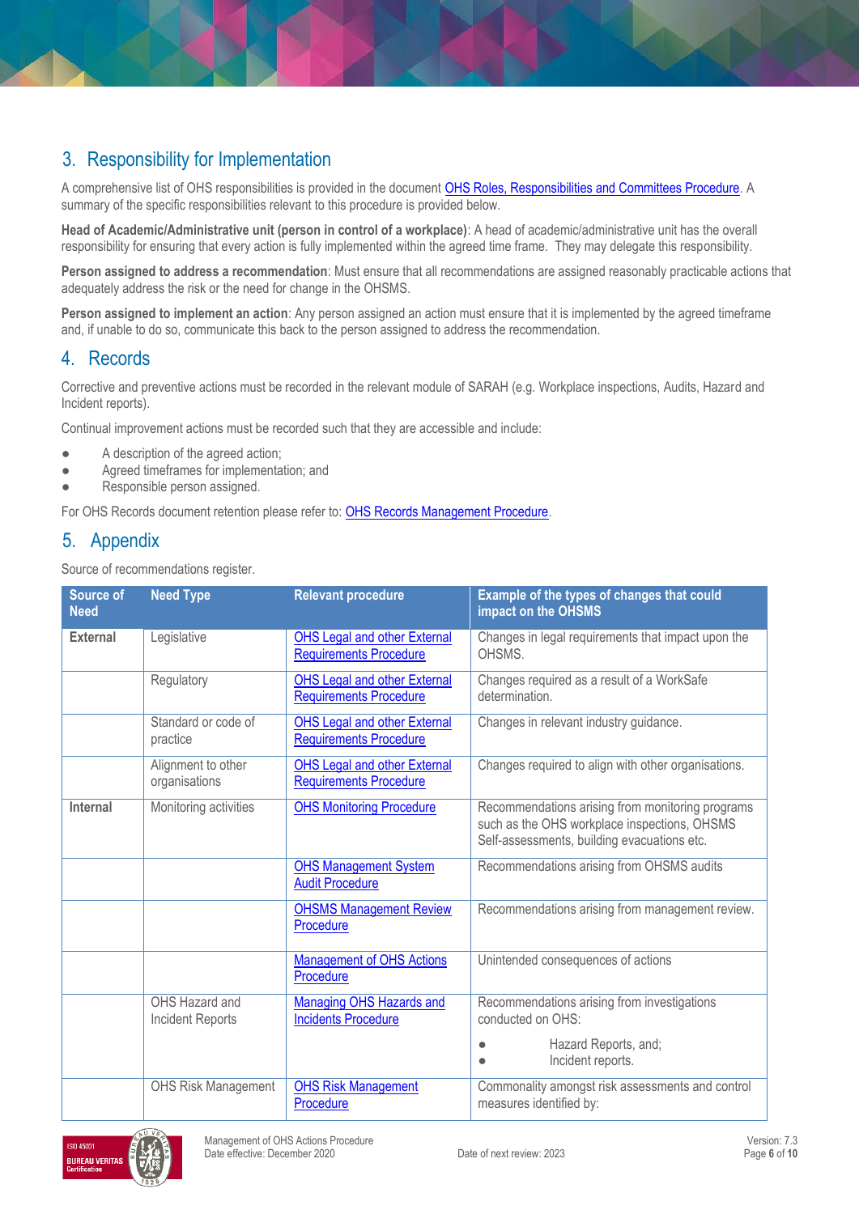## 3. Responsibility for Implementation

A comprehensive list of OHS responsibilities is provided in the document OHS Roles, Responsibilities and Committees Procedure. A summary of the specific responsibilities relevant to this procedure is provided below.

**Head of Academic/Administrative unit (person in control of a workplace)**: A head of academic/administrative unit has the overall responsibility for ensuring that every action is fully implemented within the agreed time frame. They may delegate this responsibility.

**Person assigned to address a recommendation**: Must ensure that all recommendations are assigned reasonably practicable actions that adequately address the risk or the need for change in the OHSMS.

**Person assigned to implement an action**: Any person assigned an action must ensure that it is implemented by the agreed timeframe and, if unable to do so, communicate this back to the person assigned to address the recommendation.

## 4. Records

Corrective and preventive actions must be recorded in the relevant module of SARAH (e.g. Workplace inspections, Audits, Hazard and Incident reports).

Continual improvement actions must be recorded such that they are accessible and include:

- A description of the agreed action;
- Agreed timeframes for implementation; and
- Responsible person assigned.

For OHS Records document retention please refer to: OHS Records Management Procedure.

## 5. Appendix

Source of recommendations register.

| Source of Need | Need Type | Relevant procedure | Example of the types of changes that could impact on the OHSMS |
|---|---|---|---|
| **External** | Legislative | OHS Legal and other External Requirements Procedure | Changes in legal requirements that impact upon the OHSMS. |
| | Regulatory | OHS Legal and other External Requirements Procedure | Changes required as a result of a WorkSafe determination. |
| | Standard or code of practice | OHS Legal and other External Requirements Procedure | Changes in relevant industry guidance. |
| | Alignment to other organisations | OHS Legal and other External Requirements Procedure | Changes required to align with other organisations. |
| **Internal** | Monitoring activities | OHS Monitoring Procedure | Recommendations arising from monitoring programs such as the OHS workplace inspections, OHSMS Self-assessments, building evacuations etc. |
| | | OHS Management System Audit Procedure | Recommendations arising from OHSMS audits |
| | | OHSMS Management Review Procedure | Recommendations arising from management review. |
| | | Management of OHS Actions Procedure | Unintended consequences of actions |
| | OHS Hazard and Incident Reports | Managing OHS Hazards and Incidents Procedure | Recommendations arising from investigations conducted on OHS: <br>• Hazard Reports, and; <br>• Incident reports. |
| | OHS Risk Management | OHS Risk Management Procedure | Commonality amongst risk assessments and control measures identified by: |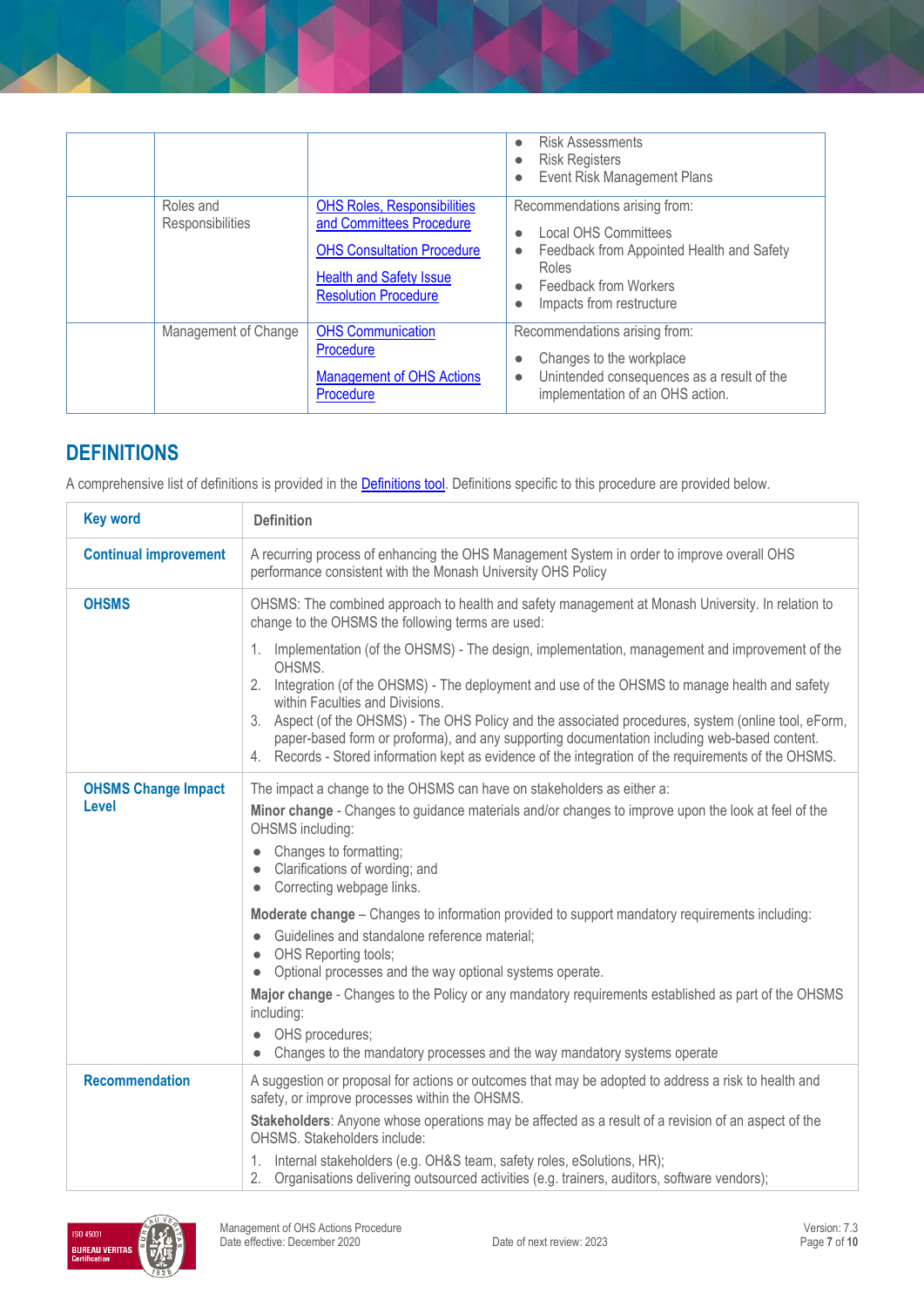| | | | |
|---|---|---|---|
| | | | • Risk Assessments<br>• Risk Registers<br>• Event Risk Management Plans |
| | Roles and Responsibilities | OHS Roles, Responsibilities and Committees Procedure<br><br>OHS Consultation Procedure<br><br>Health and Safety Issue Resolution Procedure | Recommendations arising from:<br>• Local OHS Committees<br>• Feedback from Appointed Health and Safety Roles<br>• Feedback from Workers<br>• Impacts from restructure |
| | Management of Change | OHS Communication Procedure<br><br>Management of OHS Actions Procedure | Recommendations arising from:<br>• Changes to the workplace<br>• Unintended consequences as a result of the implementation of an OHS action. |

## DEFINITIONS

A comprehensive list of definitions is provided in the Definitions tool. Definitions specific to this procedure are provided below.

| Key word | Definition |
|---|---|
| **Continual improvement** | A recurring process of enhancing the OHS Management System in order to improve overall OHS performance consistent with the Monash University OHS Policy |
| **OHSMS** | OHSMS: The combined approach to health and safety management at Monash University. In relation to change to the OHSMS the following terms are used:<br>1. Implementation (of the OHSMS) - The design, implementation, management and improvement of the OHSMS.<br>2. Integration (of the OHSMS) - The deployment and use of the OHSMS to manage health and safety within Faculties and Divisions.<br>3. Aspect (of the OHSMS) - The OHS Policy and the associated procedures, system (online tool, eForm, paper-based form or proforma), and any supporting documentation including web-based content.<br>4. Records - Stored information kept as evidence of the integration of the requirements of the OHSMS. |
| **OHSMS Change Impact Level** | The impact a change to the OHSMS can have on stakeholders as either a:<br>**Minor change** - Changes to guidance materials and/or changes to improve upon the look at feel of the OHSMS including:<br>• Changes to formatting;<br>• Clarifications of wording; and<br>• Correcting webpage links.<br>**Moderate change** – Changes to information provided to support mandatory requirements including:<br>• Guidelines and standalone reference material;<br>• OHS Reporting tools;<br>• Optional processes and the way optional systems operate.<br>**Major change** - Changes to the Policy or any mandatory requirements established as part of the OHSMS including:<br>• OHS procedures;<br>• Changes to the mandatory processes and the way mandatory systems operate |
| **Recommendation** | A suggestion or proposal for actions or outcomes that may be adopted to address a risk to health and safety, or improve processes within the OHSMS.<br>**Stakeholders**: Anyone whose operations may be affected as a result of a revision of an aspect of the OHSMS. Stakeholders include:<br>1. Internal stakeholders (e.g. OH&S team, safety roles, eSolutions, HR);<br>2. Organisations delivering outsourced activities (e.g. trainers, auditors, software vendors); |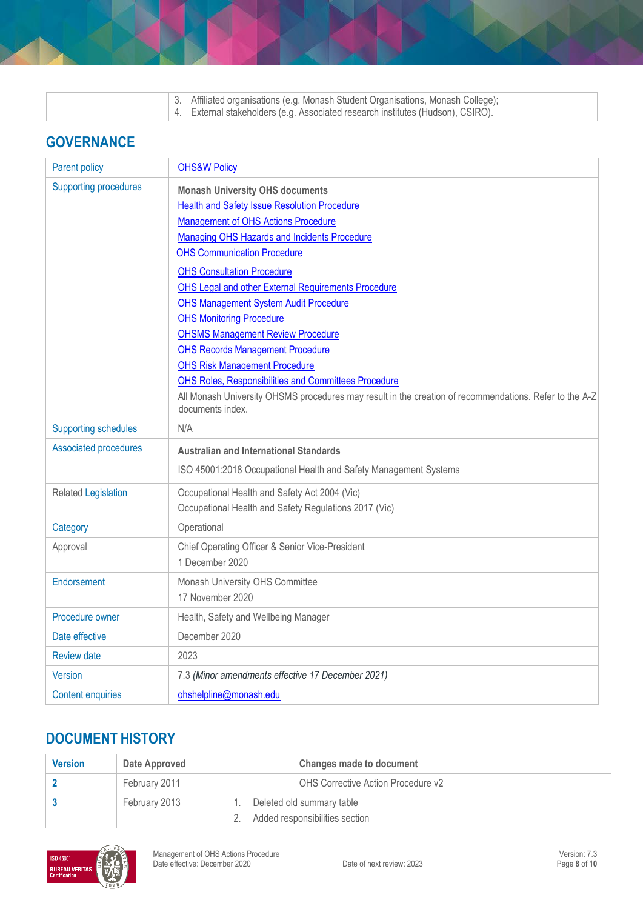| | |
|---|---|
| | 3. Affiliated organisations (e.g. Monash Student Organisations, Monash College);<br>4. External stakeholders (e.g. Associated research institutes (Hudson), CSIRO). |

## GOVERNANCE

| | |
|---|---|
| Parent policy | OHS&W Policy |
| Supporting procedures | **Monash University OHS documents**<br>Health and Safety Issue Resolution Procedure<br>Management of OHS Actions Procedure<br>Managing OHS Hazards and Incidents Procedure<br>OHS Communication Procedure<br>OHS Consultation Procedure<br>OHS Legal and other External Requirements Procedure<br>OHS Management System Audit Procedure<br>OHS Monitoring Procedure<br>OHSMS Management Review Procedure<br>OHS Records Management Procedure<br>OHS Risk Management Procedure<br>OHS Roles, Responsibilities and Committees Procedure<br>All Monash University OHSMS procedures may result in the creation of recommendations. Refer to the A-Z documents index. |
| Supporting schedules | N/A |
| Associated procedures | **Australian and International Standards**<br>ISO 45001:2018 Occupational Health and Safety Management Systems |
| Related Legislation | Occupational Health and Safety Act 2004 (Vic)<br>Occupational Health and Safety Regulations 2017 (Vic) |
| Category | Operational |
| Approval | Chief Operating Officer & Senior Vice-President<br>1 December 2020 |
| Endorsement | Monash University OHS Committee<br>17 November 2020 |
| Procedure owner | Health, Safety and Wellbeing Manager |
| Date effective | December 2020 |
| Review date | 2023 |
| Version | 7.3 *(Minor amendments effective 17 December 2021)* |
| Content enquiries | ohshelpline@monash.edu |

## DOCUMENT HISTORY

| Version | Date Approved | Changes made to document |
|---|---|---|
| 2 | February 2011 | OHS Corrective Action Procedure v2 |
| 3 | February 2013 | 1. Deleted old summary table<br>2. Added responsibilities section |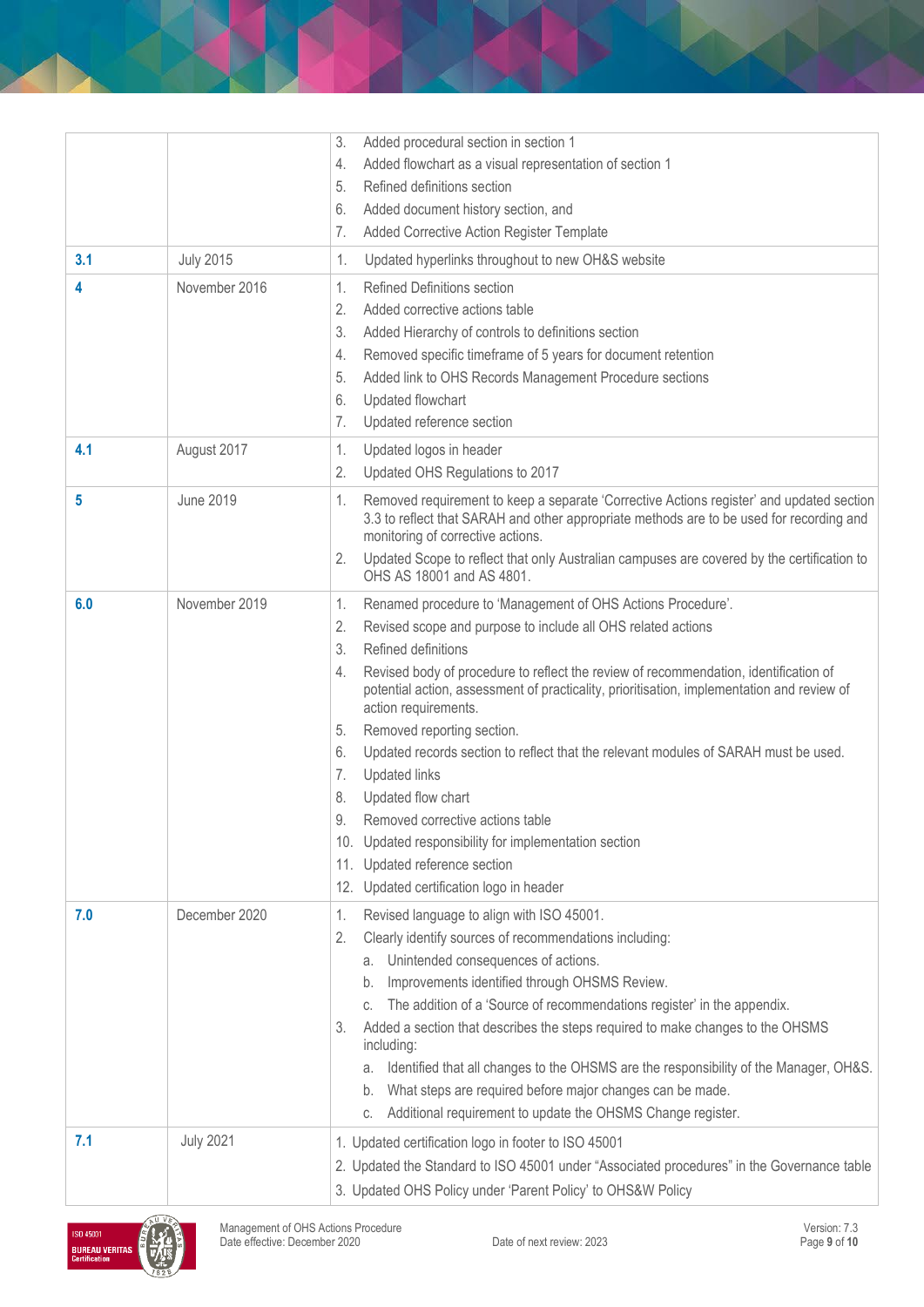| | | 3. Added procedural section in section 1<br>4. Added flowchart as a visual representation of section 1<br>5. Refined definitions section<br>6. Added document history section, and<br>7. Added Corrective Action Register Template |
|---|---|---|
| **3.1** | July 2015 | 1. Updated hyperlinks throughout to new OH&S website |
| **4** | November 2016 | 1. Refined Definitions section<br>2. Added corrective actions table<br>3. Added Hierarchy of controls to definitions section<br>4. Removed specific timeframe of 5 years for document retention<br>5. Added link to OHS Records Management Procedure sections<br>6. Updated flowchart<br>7. Updated reference section |
| **4.1** | August 2017 | 1. Updated logos in header<br>2. Updated OHS Regulations to 2017 |
| **5** | June 2019 | 1. Removed requirement to keep a separate 'Corrective Actions register' and updated section 3.3 to reflect that SARAH and other appropriate methods are to be used for recording and monitoring of corrective actions.<br>2. Updated Scope to reflect that only Australian campuses are covered by the certification to OHS AS 18001 and AS 4801. |
| **6.0** | November 2019 | 1. Renamed procedure to 'Management of OHS Actions Procedure'.<br>2. Revised scope and purpose to include all OHS related actions<br>3. Refined definitions<br>4. Revised body of procedure to reflect the review of recommendation, identification of potential action, assessment of practicality, prioritisation, implementation and review of action requirements.<br>5. Removed reporting section.<br>6. Updated records section to reflect that the relevant modules of SARAH must be used.<br>7. Updated links<br>8. Updated flow chart<br>9. Removed corrective actions table<br>10. Updated responsibility for implementation section<br>11. Updated reference section<br>12. Updated certification logo in header |
| **7.0** | December 2020 | 1. Revised language to align with ISO 45001.<br>2. Clearly identify sources of recommendations including:<br>&nbsp;&nbsp;a. Unintended consequences of actions.<br>&nbsp;&nbsp;b. Improvements identified through OHSMS Review.<br>&nbsp;&nbsp;c. The addition of a 'Source of recommendations register' in the appendix.<br>3. Added a section that describes the steps required to make changes to the OHSMS including:<br>&nbsp;&nbsp;a. Identified that all changes to the OHSMS are the responsibility of the Manager, OH&S.<br>&nbsp;&nbsp;b. What steps are required before major changes can be made.<br>&nbsp;&nbsp;c. Additional requirement to update the OHSMS Change register. |
| **7.1** | July 2021 | 1. Updated certification logo in footer to ISO 45001<br>2. Updated the Standard to ISO 45001 under "Associated procedures" in the Governance table<br>3. Updated OHS Policy under 'Parent Policy' to OHS&W Policy |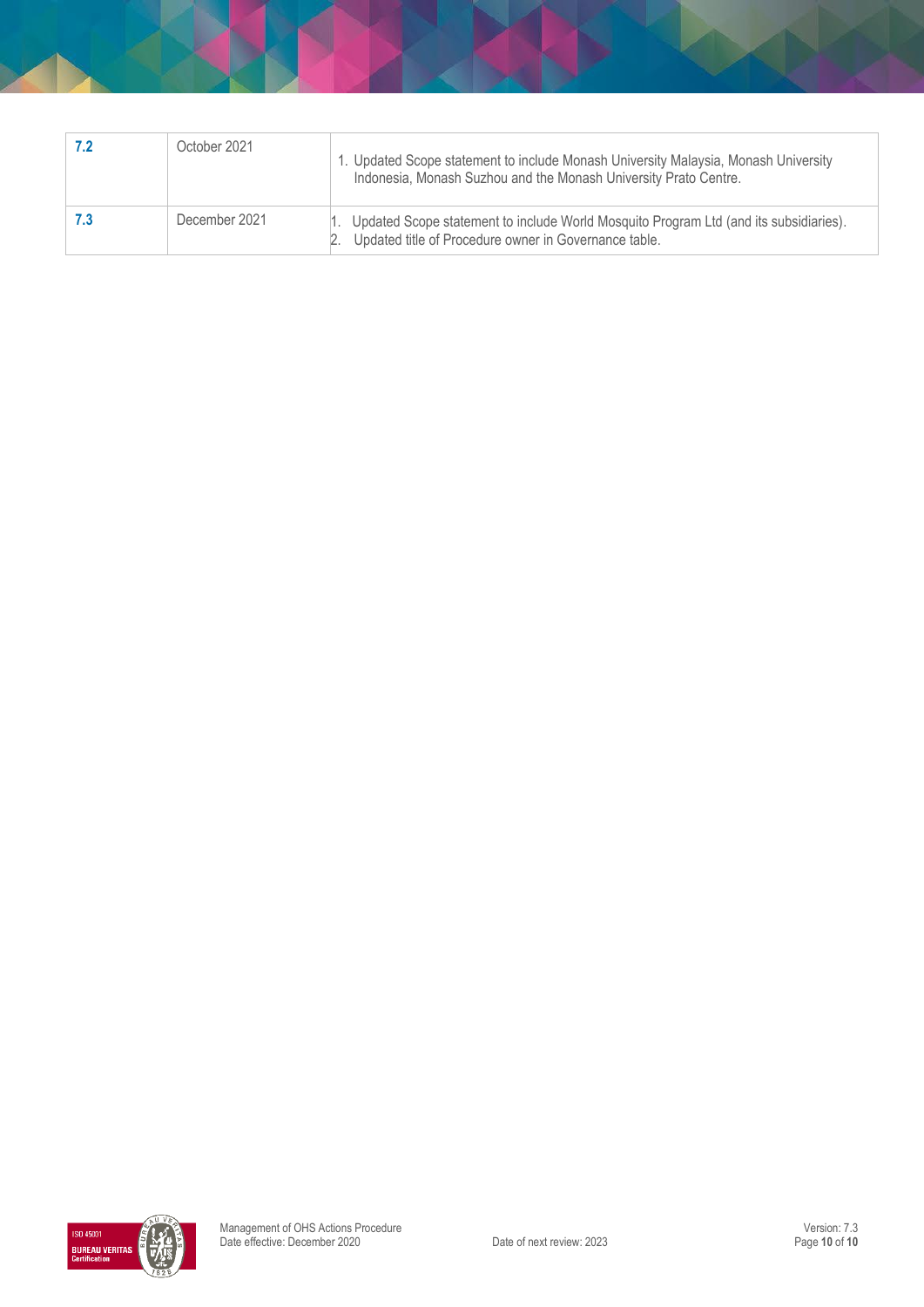| | | |
|---|---|---|
| **7.2** | October 2021 | 1. Updated Scope statement to include Monash University Malaysia, Monash University Indonesia, Monash Suzhou and the Monash University Prato Centre. |
| **7.3** | December 2021 | 1. Updated Scope statement to include World Mosquito Program Ltd (and its subsidiaries).<br>2. Updated title of Procedure owner in Governance table. |